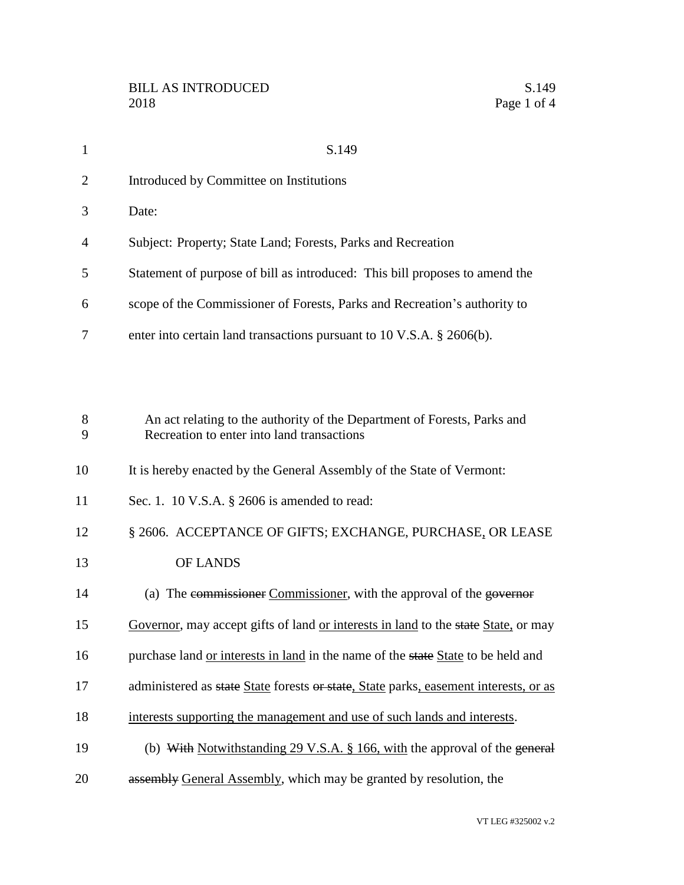S.149

Introduced by Committee on Institutions

Date:

Subject: Property; State Land; Forests, Parks and Recreation

Statement of purpose of bill as introduced: This bill proposes to amend the scope of the Commissioner of Forests, Parks and Recreation's authority to enter into certain land transactions pursuant to 10 V.S.A. § 2606(b).

An act relating to the authority of the Department of Forests, Parks and Recreation to enter into land transactions

It is hereby enacted by the General Assembly of the State of Vermont:

Sec. 1. 10 V.S.A. § 2606 is amended to read:

§ 2606. ACCEPTANCE OF GIFTS; EXCHANGE, PURCHASE, OR LEASE OF LANDS

(a) The ~~commissioner~~ Commissioner, with the approval of the ~~governor~~ Governor, may accept gifts of land or interests in land to the ~~state~~ State, or may purchase land or interests in land in the name of the ~~state~~ State to be held and administered as ~~state~~ State forests ~~or state~~, State parks, easement interests, or as interests supporting the management and use of such lands and interests.

(b) ~~With~~ Notwithstanding 29 V.S.A. § 166, with the approval of the ~~general assembly~~ General Assembly, which may be granted by resolution, the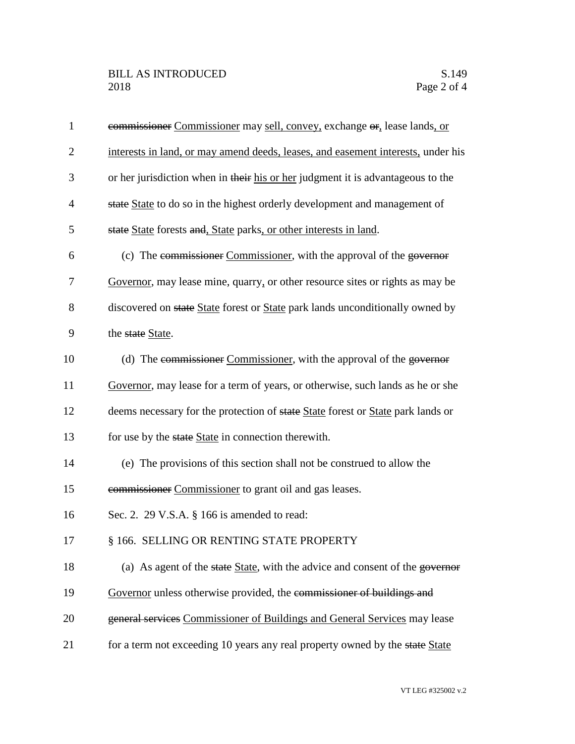~~commissioner~~ <u>Commissioner</u> may <u>sell, convey,</u> exchange ~~or~~<u>,</u> lease lands<u>, or interests in land, or may amend deeds, leases, and easement interests,</u> under his or her jurisdiction when in ~~their~~ <u>his or her</u> judgment it is advantageous to the ~~state~~ <u>State</u> to do so in the highest orderly development and management of ~~state~~ <u>State</u> forests ~~and~~<u>, State</u> parks<u>, or other interests in land</u>.

(c) The ~~commissioner~~ <u>Commissioner</u>, with the approval of the ~~governor~~ <u>Governor</u>, may lease mine, quarry<u>,</u> or other resource sites or rights as may be discovered on ~~state~~ <u>State</u> forest or <u>State</u> park lands unconditionally owned by the ~~state~~ <u>State</u>.

(d) The ~~commissioner~~ <u>Commissioner</u>, with the approval of the ~~governor~~ <u>Governor</u>, may lease for a term of years, or otherwise, such lands as he or she deems necessary for the protection of ~~state~~ <u>State</u> forest or <u>State</u> park lands or for use by the ~~state~~ <u>State</u> in connection therewith.

(e) The provisions of this section shall not be construed to allow the ~~commissioner~~ <u>Commissioner</u> to grant oil and gas leases.

Sec. 2. 29 V.S.A. § 166 is amended to read:

§ 166. SELLING OR RENTING STATE PROPERTY

(a) As agent of the ~~state~~ <u>State</u>, with the advice and consent of the ~~governor~~ <u>Governor</u> unless otherwise provided, the ~~commissioner of buildings and general services~~ <u>Commissioner of Buildings and General Services</u> may lease for a term not exceeding 10 years any real property owned by the ~~state~~ <u>State</u>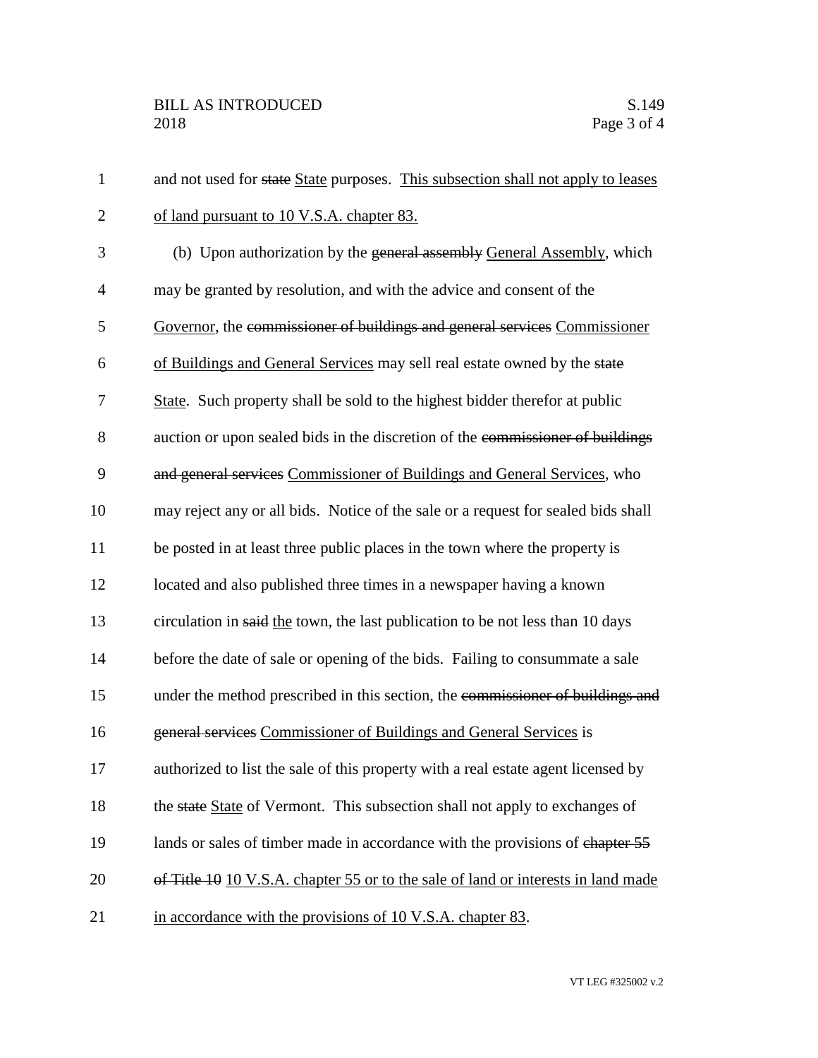and not used for ~~state~~ State purposes. This subsection shall not apply to leases of land pursuant to 10 V.S.A. chapter 83.

(b) Upon authorization by the ~~general assembly~~ General Assembly, which may be granted by resolution, and with the advice and consent of the Governor, the ~~commissioner of buildings and general services~~ Commissioner of Buildings and General Services may sell real estate owned by the ~~state~~ State. Such property shall be sold to the highest bidder therefor at public auction or upon sealed bids in the discretion of the ~~commissioner of buildings and general services~~ Commissioner of Buildings and General Services, who may reject any or all bids. Notice of the sale or a request for sealed bids shall be posted in at least three public places in the town where the property is located and also published three times in a newspaper having a known circulation in ~~said~~ the town, the last publication to be not less than 10 days before the date of sale or opening of the bids. Failing to consummate a sale under the method prescribed in this section, the ~~commissioner of buildings and general services~~ Commissioner of Buildings and General Services is authorized to list the sale of this property with a real estate agent licensed by the ~~state~~ State of Vermont. This subsection shall not apply to exchanges of lands or sales of timber made in accordance with the provisions of ~~chapter 55 of Title 10~~ 10 V.S.A. chapter 55 or to the sale of land or interests in land made in accordance with the provisions of 10 V.S.A. chapter 83.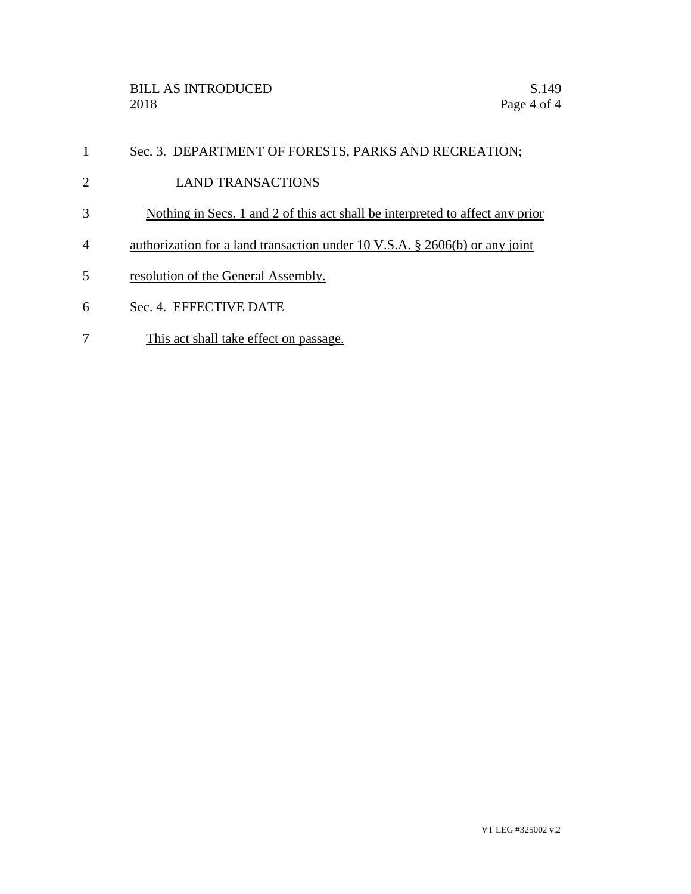Sec. 3. DEPARTMENT OF FORESTS, PARKS AND RECREATION; LAND TRANSACTIONS

Nothing in Secs. 1 and 2 of this act shall be interpreted to affect any prior authorization for a land transaction under 10 V.S.A. § 2606(b) or any joint resolution of the General Assembly.

Sec. 4. EFFECTIVE DATE

This act shall take effect on passage.